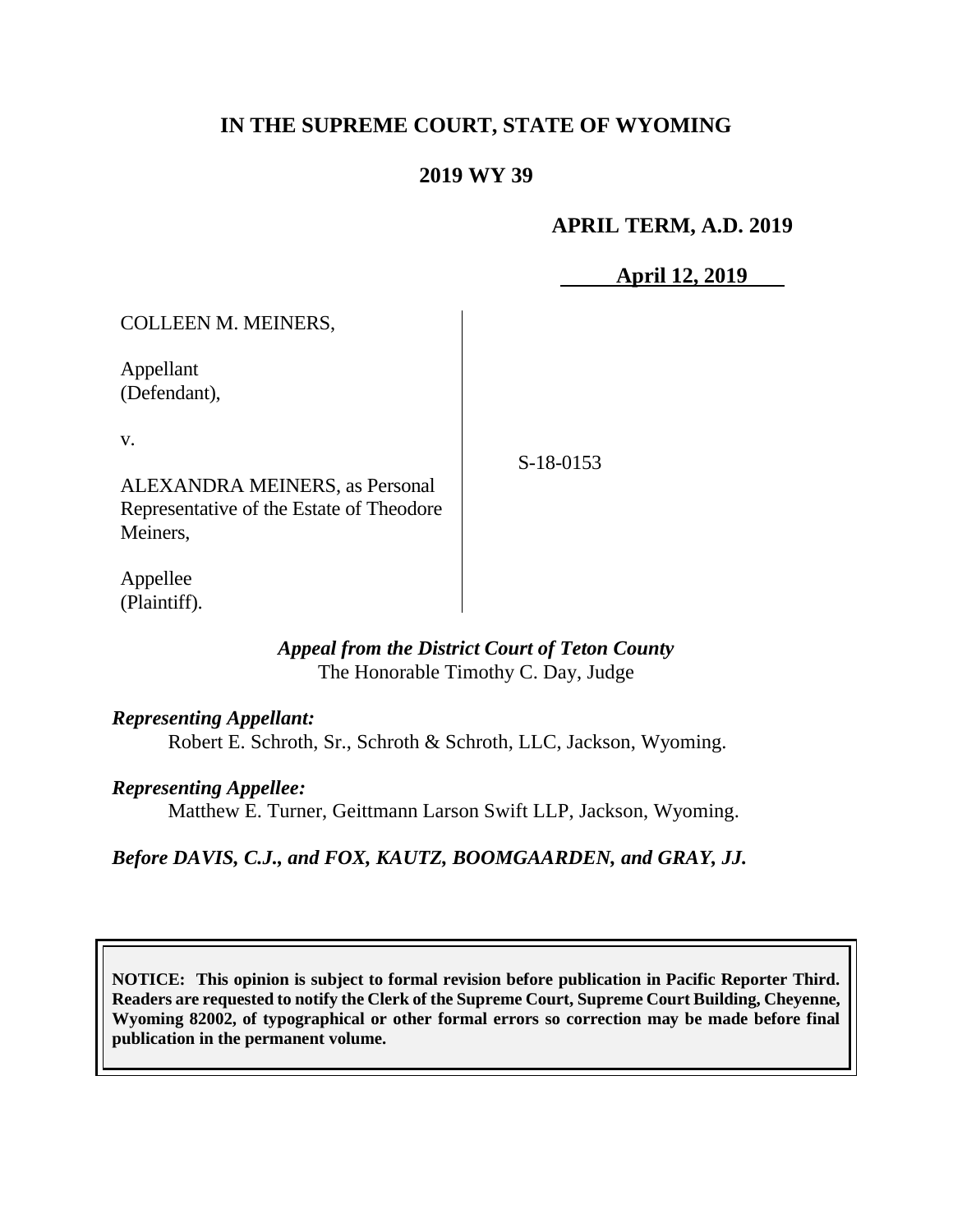# IN THE SUPREME COURT, STATE OF WYOMING

## 2019 WY 39

**APRIL TERM, A.D. 2019**

**April 12, 2019**

| | |
|---|---|
| COLLEEN M. MEINERS,<br><br>Appellant<br>(Defendant),<br><br>v.<br><br>ALEXANDRA MEINERS, as Personal Representative of the Estate of Theodore Meiners,<br><br>Appellee<br>(Plaintiff). | S-18-0153 |

***Appeal from the District Court of Teton County***
The Honorable Timothy C. Day, Judge

***Representing Appellant:***
Robert E. Schroth, Sr., Schroth & Schroth, LLC, Jackson, Wyoming.

***Representing Appellee:***
Matthew E. Turner, Geittmann Larson Swift LLP, Jackson, Wyoming.

***Before DAVIS, C.J., and FOX, KAUTZ, BOOMGAARDEN, and GRAY, JJ.***

**NOTICE: This opinion is subject to formal revision before publication in Pacific Reporter Third. Readers are requested to notify the Clerk of the Supreme Court, Supreme Court Building, Cheyenne, Wyoming 82002, of typographical or other formal errors so correction may be made before final publication in the permanent volume.**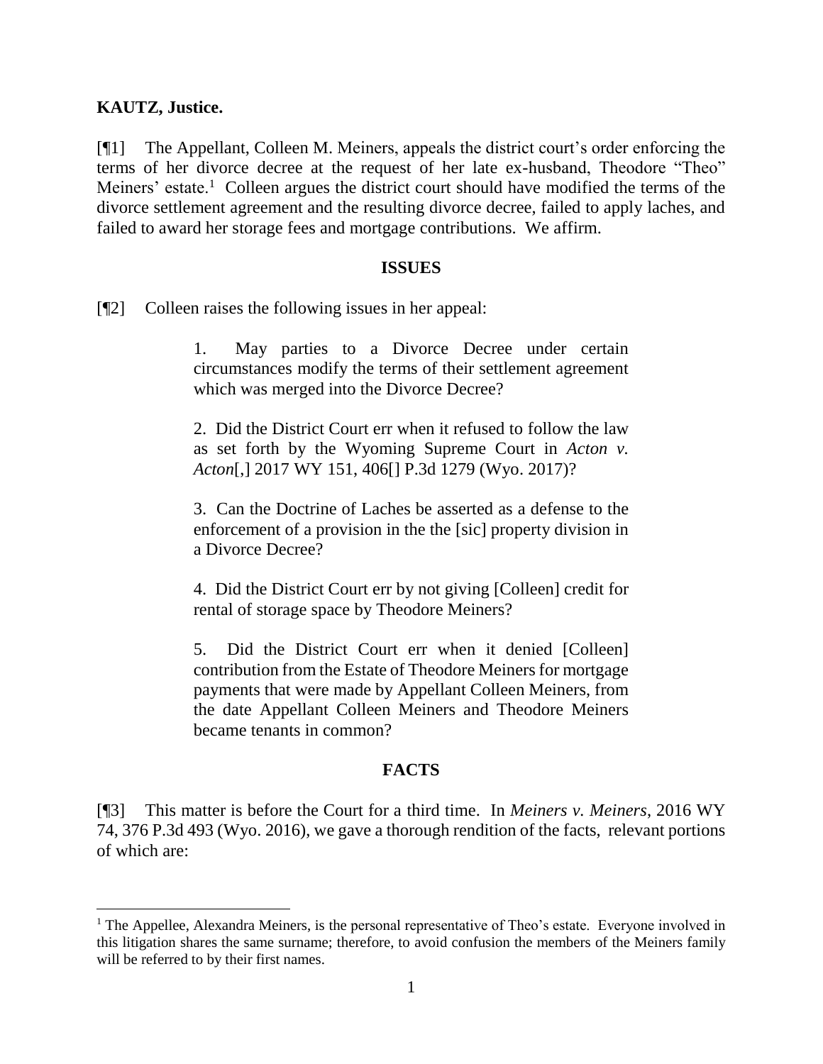**KAUTZ, Justice.**

[¶1] The Appellant, Colleen M. Meiners, appeals the district court's order enforcing the terms of her divorce decree at the request of her late ex-husband, Theodore "Theo" Meiners' estate.[1] Colleen argues the district court should have modified the terms of the divorce settlement agreement and the resulting divorce decree, failed to apply laches, and failed to award her storage fees and mortgage contributions. We affirm.

## ISSUES

[¶2] Colleen raises the following issues in her appeal:

> 1. May parties to a Divorce Decree under certain circumstances modify the terms of their settlement agreement which was merged into the Divorce Decree?
>
> 2. Did the District Court err when it refused to follow the law as set forth by the Wyoming Supreme Court in *Acton v. Acton*[,] 2017 WY 151, 406[] P.3d 1279 (Wyo. 2017)?
>
> 3. Can the Doctrine of Laches be asserted as a defense to the enforcement of a provision in the the [sic] property division in a Divorce Decree?
>
> 4. Did the District Court err by not giving [Colleen] credit for rental of storage space by Theodore Meiners?
>
> 5. Did the District Court err when it denied [Colleen] contribution from the Estate of Theodore Meiners for mortgage payments that were made by Appellant Colleen Meiners, from the date Appellant Colleen Meiners and Theodore Meiners became tenants in common?

## FACTS

[¶3] This matter is before the Court for a third time. In *Meiners v. Meiners*, 2016 WY 74, 376 P.3d 493 (Wyo. 2016), we gave a thorough rendition of the facts, relevant portions of which are:

---

[1] The Appellee, Alexandra Meiners, is the personal representative of Theo's estate. Everyone involved in this litigation shares the same surname; therefore, to avoid confusion the members of the Meiners family will be referred to by their first names.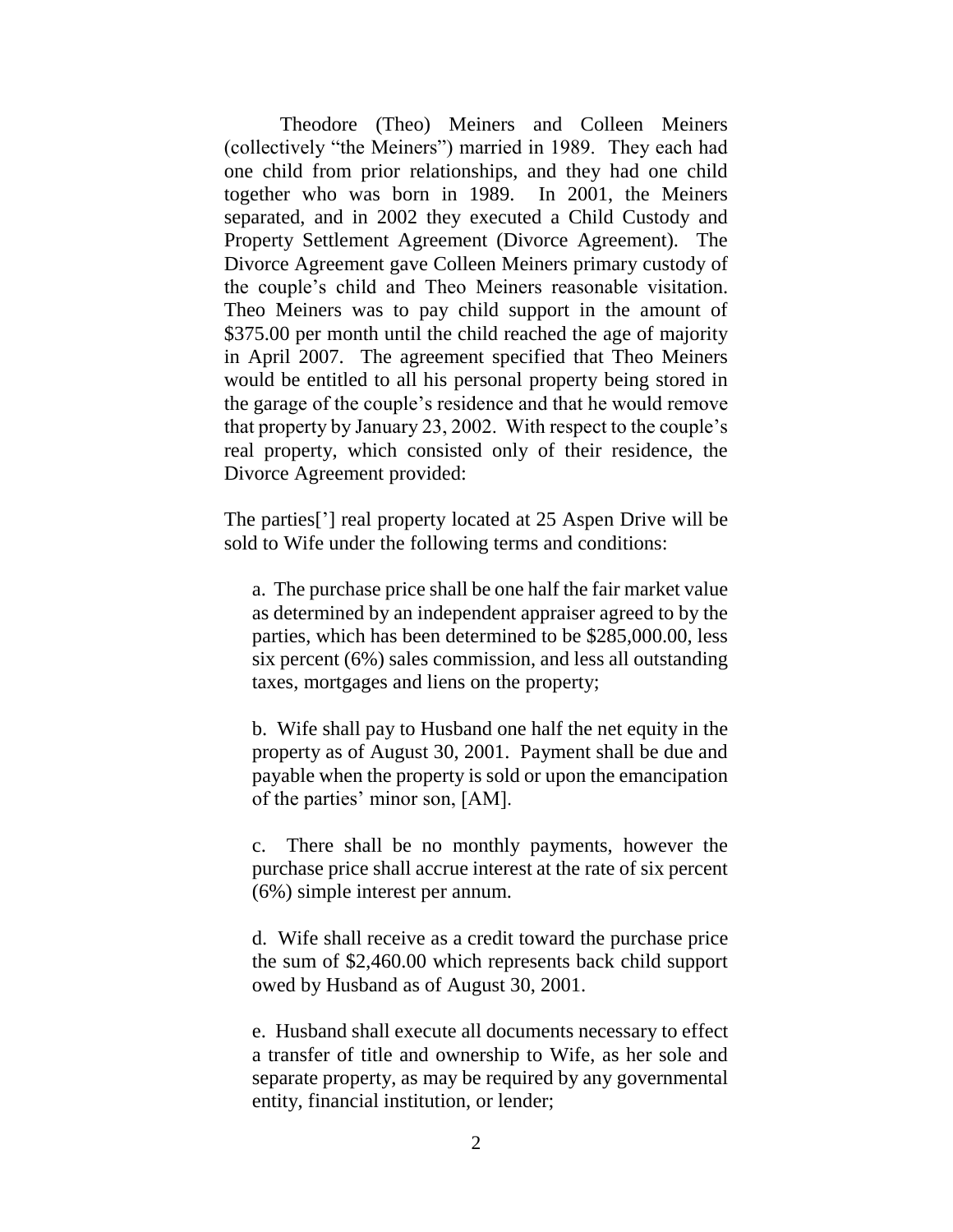Theodore (Theo) Meiners and Colleen Meiners (collectively "the Meiners") married in 1989. They each had one child from prior relationships, and they had one child together who was born in 1989. In 2001, the Meiners separated, and in 2002 they executed a Child Custody and Property Settlement Agreement (Divorce Agreement). The Divorce Agreement gave Colleen Meiners primary custody of the couple's child and Theo Meiners reasonable visitation. Theo Meiners was to pay child support in the amount of $375.00 per month until the child reached the age of majority in April 2007. The agreement specified that Theo Meiners would be entitled to all his personal property being stored in the garage of the couple's residence and that he would remove that property by January 23, 2002. With respect to the couple's real property, which consisted only of their residence, the Divorce Agreement provided:

The parties['] real property located at 25 Aspen Drive will be sold to Wife under the following terms and conditions:

> a. The purchase price shall be one half the fair market value as determined by an independent appraiser agreed to by the parties, which has been determined to be $285,000.00, less six percent (6%) sales commission, and less all outstanding taxes, mortgages and liens on the property;
>
> b. Wife shall pay to Husband one half the net equity in the property as of August 30, 2001. Payment shall be due and payable when the property is sold or upon the emancipation of the parties' minor son, [AM].
>
> c. There shall be no monthly payments, however the purchase price shall accrue interest at the rate of six percent (6%) simple interest per annum.
>
> d. Wife shall receive as a credit toward the purchase price the sum of $2,460.00 which represents back child support owed by Husband as of August 30, 2001.
>
> e. Husband shall execute all documents necessary to effect a transfer of title and ownership to Wife, as her sole and separate property, as may be required by any governmental entity, financial institution, or lender;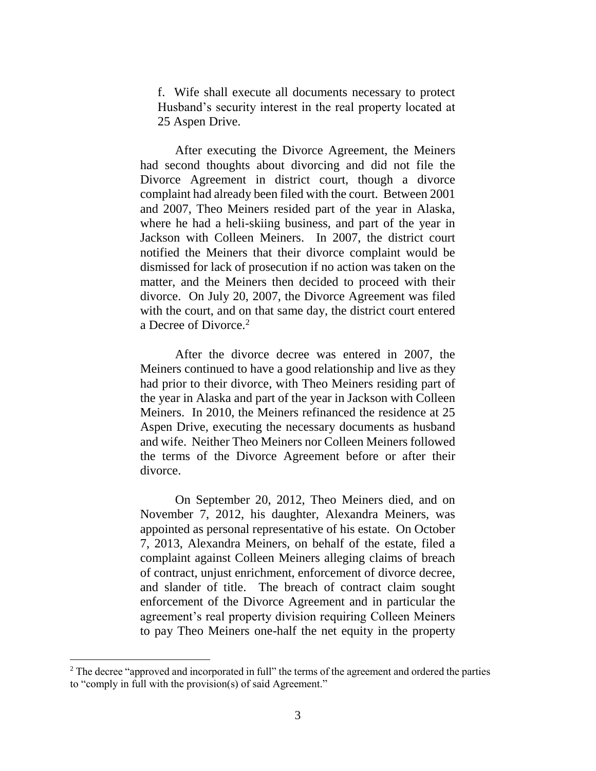f. Wife shall execute all documents necessary to protect Husband's security interest in the real property located at 25 Aspen Drive.

After executing the Divorce Agreement, the Meiners had second thoughts about divorcing and did not file the Divorce Agreement in district court, though a divorce complaint had already been filed with the court. Between 2001 and 2007, Theo Meiners resided part of the year in Alaska, where he had a heli-skiing business, and part of the year in Jackson with Colleen Meiners. In 2007, the district court notified the Meiners that their divorce complaint would be dismissed for lack of prosecution if no action was taken on the matter, and the Meiners then decided to proceed with their divorce. On July 20, 2007, the Divorce Agreement was filed with the court, and on that same day, the district court entered a Decree of Divorce.[2]

After the divorce decree was entered in 2007, the Meiners continued to have a good relationship and live as they had prior to their divorce, with Theo Meiners residing part of the year in Alaska and part of the year in Jackson with Colleen Meiners. In 2010, the Meiners refinanced the residence at 25 Aspen Drive, executing the necessary documents as husband and wife. Neither Theo Meiners nor Colleen Meiners followed the terms of the Divorce Agreement before or after their divorce.

On September 20, 2012, Theo Meiners died, and on November 7, 2012, his daughter, Alexandra Meiners, was appointed as personal representative of his estate. On October 7, 2013, Alexandra Meiners, on behalf of the estate, filed a complaint against Colleen Meiners alleging claims of breach of contract, unjust enrichment, enforcement of divorce decree, and slander of title. The breach of contract claim sought enforcement of the Divorce Agreement and in particular the agreement's real property division requiring Colleen Meiners to pay Theo Meiners one-half the net equity in the property

---

[2] The decree "approved and incorporated in full" the terms of the agreement and ordered the parties to "comply in full with the provision(s) of said Agreement."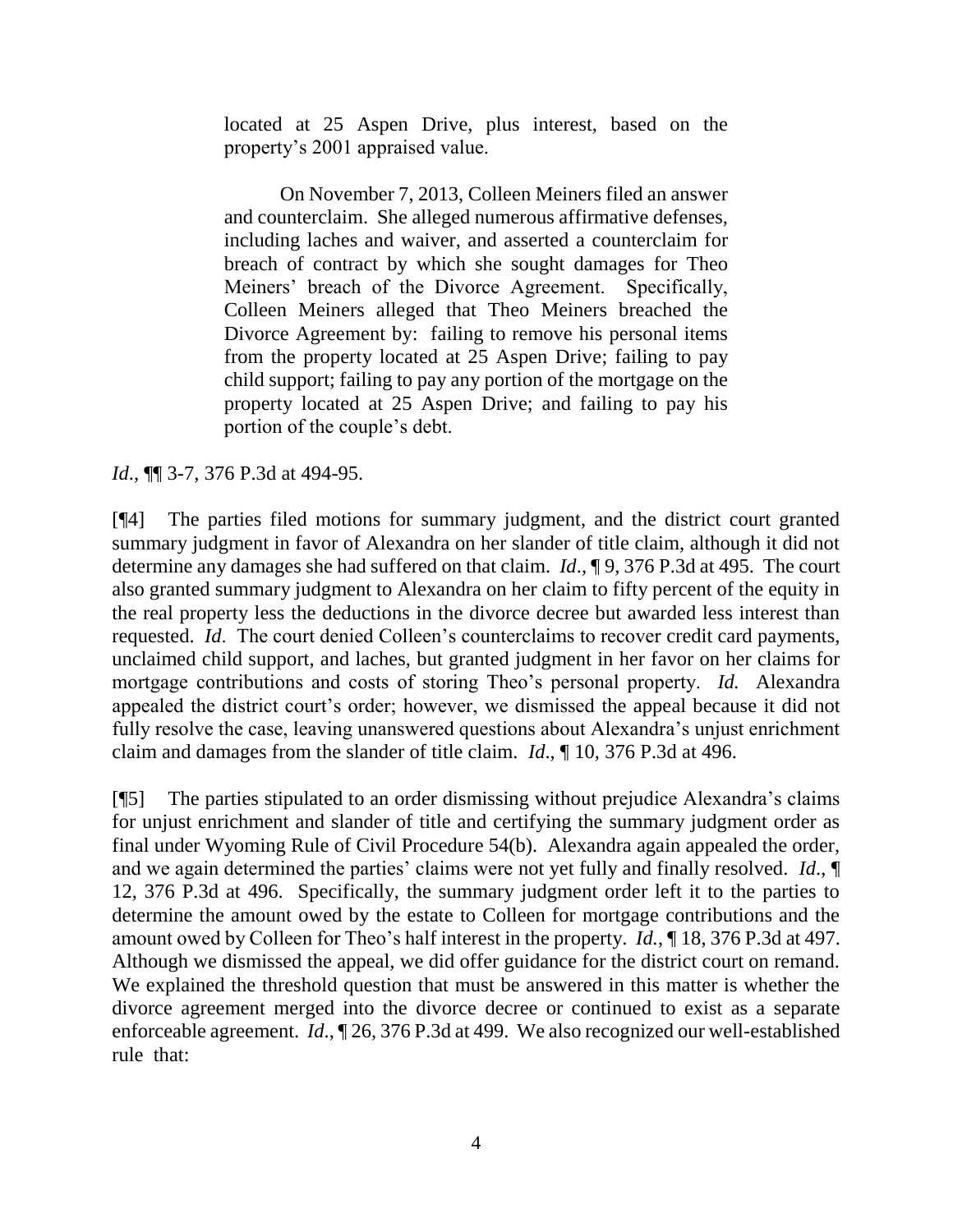> located at 25 Aspen Drive, plus interest, based on the property's 2001 appraised value.
>
> On November 7, 2013, Colleen Meiners filed an answer and counterclaim. She alleged numerous affirmative defenses, including laches and waiver, and asserted a counterclaim for breach of contract by which she sought damages for Theo Meiners' breach of the Divorce Agreement. Specifically, Colleen Meiners alleged that Theo Meiners breached the Divorce Agreement by: failing to remove his personal items from the property located at 25 Aspen Drive; failing to pay child support; failing to pay any portion of the mortgage on the property located at 25 Aspen Drive; and failing to pay his portion of the couple's debt.

*Id*., ¶¶ 3-7, 376 P.3d at 494-95.

[¶4] The parties filed motions for summary judgment, and the district court granted summary judgment in favor of Alexandra on her slander of title claim, although it did not determine any damages she had suffered on that claim. *Id*., ¶ 9, 376 P.3d at 495. The court also granted summary judgment to Alexandra on her claim to fifty percent of the equity in the real property less the deductions in the divorce decree but awarded less interest than requested. *Id*. The court denied Colleen's counterclaims to recover credit card payments, unclaimed child support, and laches, but granted judgment in her favor on her claims for mortgage contributions and costs of storing Theo's personal property. *Id.* Alexandra appealed the district court's order; however, we dismissed the appeal because it did not fully resolve the case, leaving unanswered questions about Alexandra's unjust enrichment claim and damages from the slander of title claim. *Id*., ¶ 10, 376 P.3d at 496.

[¶5] The parties stipulated to an order dismissing without prejudice Alexandra's claims for unjust enrichment and slander of title and certifying the summary judgment order as final under Wyoming Rule of Civil Procedure 54(b). Alexandra again appealed the order, and we again determined the parties' claims were not yet fully and finally resolved. *Id*., ¶ 12, 376 P.3d at 496. Specifically, the summary judgment order left it to the parties to determine the amount owed by the estate to Colleen for mortgage contributions and the amount owed by Colleen for Theo's half interest in the property. *Id.*, ¶ 18, 376 P.3d at 497. Although we dismissed the appeal, we did offer guidance for the district court on remand. We explained the threshold question that must be answered in this matter is whether the divorce agreement merged into the divorce decree or continued to exist as a separate enforceable agreement. *Id*., ¶ 26, 376 P.3d at 499. We also recognized our well-established rule that: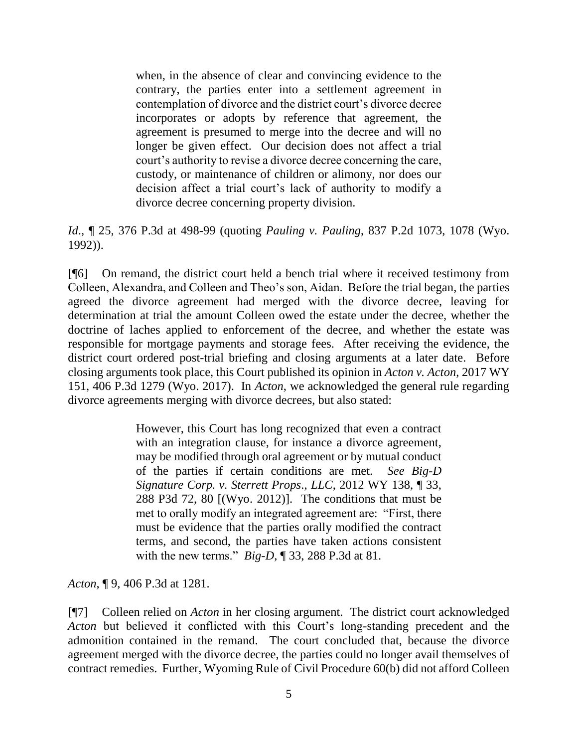> when, in the absence of clear and convincing evidence to the contrary, the parties enter into a settlement agreement in contemplation of divorce and the district court's divorce decree incorporates or adopts by reference that agreement, the agreement is presumed to merge into the decree and will no longer be given effect. Our decision does not affect a trial court's authority to revise a divorce decree concerning the care, custody, or maintenance of children or alimony, nor does our decision affect a trial court's lack of authority to modify a divorce decree concerning property division.

*Id*., ¶ 25, 376 P.3d at 498-99 (quoting *Pauling v. Pauling*, 837 P.2d 1073, 1078 (Wyo. 1992)).

[¶6] On remand, the district court held a bench trial where it received testimony from Colleen, Alexandra, and Colleen and Theo's son, Aidan. Before the trial began, the parties agreed the divorce agreement had merged with the divorce decree, leaving for determination at trial the amount Colleen owed the estate under the decree, whether the doctrine of laches applied to enforcement of the decree, and whether the estate was responsible for mortgage payments and storage fees. After receiving the evidence, the district court ordered post-trial briefing and closing arguments at a later date. Before closing arguments took place, this Court published its opinion in *Acton v. Acton*, 2017 WY 151, 406 P.3d 1279 (Wyo. 2017). In *Acton*, we acknowledged the general rule regarding divorce agreements merging with divorce decrees, but also stated:

> However, this Court has long recognized that even a contract with an integration clause, for instance a divorce agreement, may be modified through oral agreement or by mutual conduct of the parties if certain conditions are met. *See Big-D Signature Corp. v. Sterrett Props*., *LLC*, 2012 WY 138, ¶ 33, 288 P3d 72, 80 [(Wyo. 2012)]. The conditions that must be met to orally modify an integrated agreement are: "First, there must be evidence that the parties orally modified the contract terms, and second, the parties have taken actions consistent with the new terms." *Big-D*, ¶ 33, 288 P.3d at 81.

*Acton*, ¶ 9, 406 P.3d at 1281.

[¶7] Colleen relied on *Acton* in her closing argument. The district court acknowledged *Acton* but believed it conflicted with this Court's long-standing precedent and the admonition contained in the remand. The court concluded that, because the divorce agreement merged with the divorce decree, the parties could no longer avail themselves of contract remedies. Further, Wyoming Rule of Civil Procedure 60(b) did not afford Colleen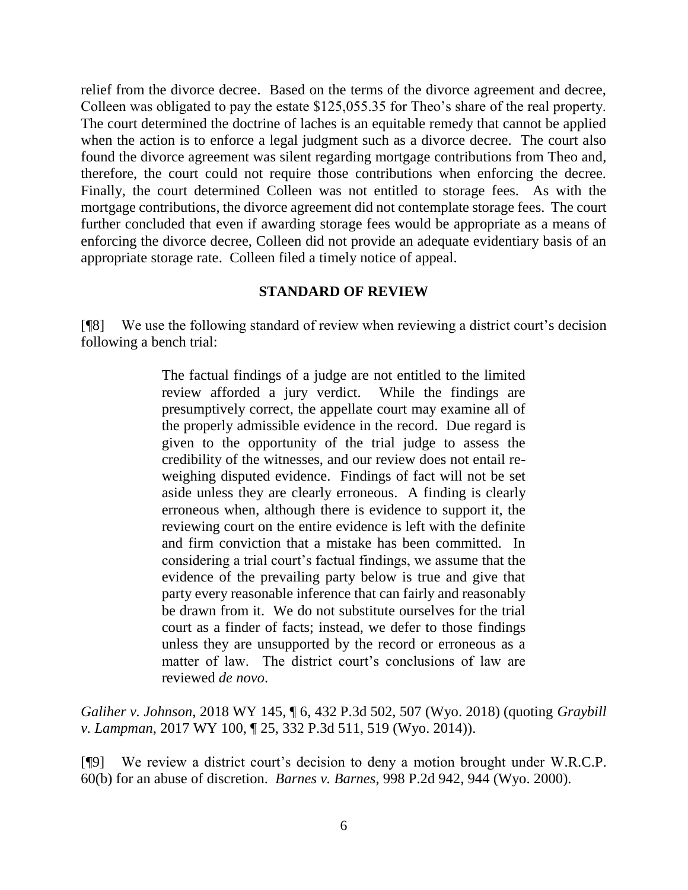relief from the divorce decree. Based on the terms of the divorce agreement and decree, Colleen was obligated to pay the estate $125,055.35 for Theo's share of the real property. The court determined the doctrine of laches is an equitable remedy that cannot be applied when the action is to enforce a legal judgment such as a divorce decree. The court also found the divorce agreement was silent regarding mortgage contributions from Theo and, therefore, the court could not require those contributions when enforcing the decree. Finally, the court determined Colleen was not entitled to storage fees. As with the mortgage contributions, the divorce agreement did not contemplate storage fees. The court further concluded that even if awarding storage fees would be appropriate as a means of enforcing the divorce decree, Colleen did not provide an adequate evidentiary basis of an appropriate storage rate. Colleen filed a timely notice of appeal.

## STANDARD OF REVIEW

[¶8] We use the following standard of review when reviewing a district court's decision following a bench trial:

> The factual findings of a judge are not entitled to the limited review afforded a jury verdict. While the findings are presumptively correct, the appellate court may examine all of the properly admissible evidence in the record. Due regard is given to the opportunity of the trial judge to assess the credibility of the witnesses, and our review does not entail re-weighing disputed evidence. Findings of fact will not be set aside unless they are clearly erroneous. A finding is clearly erroneous when, although there is evidence to support it, the reviewing court on the entire evidence is left with the definite and firm conviction that a mistake has been committed. In considering a trial court's factual findings, we assume that the evidence of the prevailing party below is true and give that party every reasonable inference that can fairly and reasonably be drawn from it. We do not substitute ourselves for the trial court as a finder of facts; instead, we defer to those findings unless they are unsupported by the record or erroneous as a matter of law. The district court's conclusions of law are reviewed *de novo*.

*Galiher v. Johnson*, 2018 WY 145, ¶ 6, 432 P.3d 502, 507 (Wyo. 2018) (quoting *Graybill v. Lampman*, 2017 WY 100, ¶ 25, 332 P.3d 511, 519 (Wyo. 2014)).

[¶9] We review a district court's decision to deny a motion brought under W.R.C.P. 60(b) for an abuse of discretion. *Barnes v. Barnes*, 998 P.2d 942, 944 (Wyo. 2000).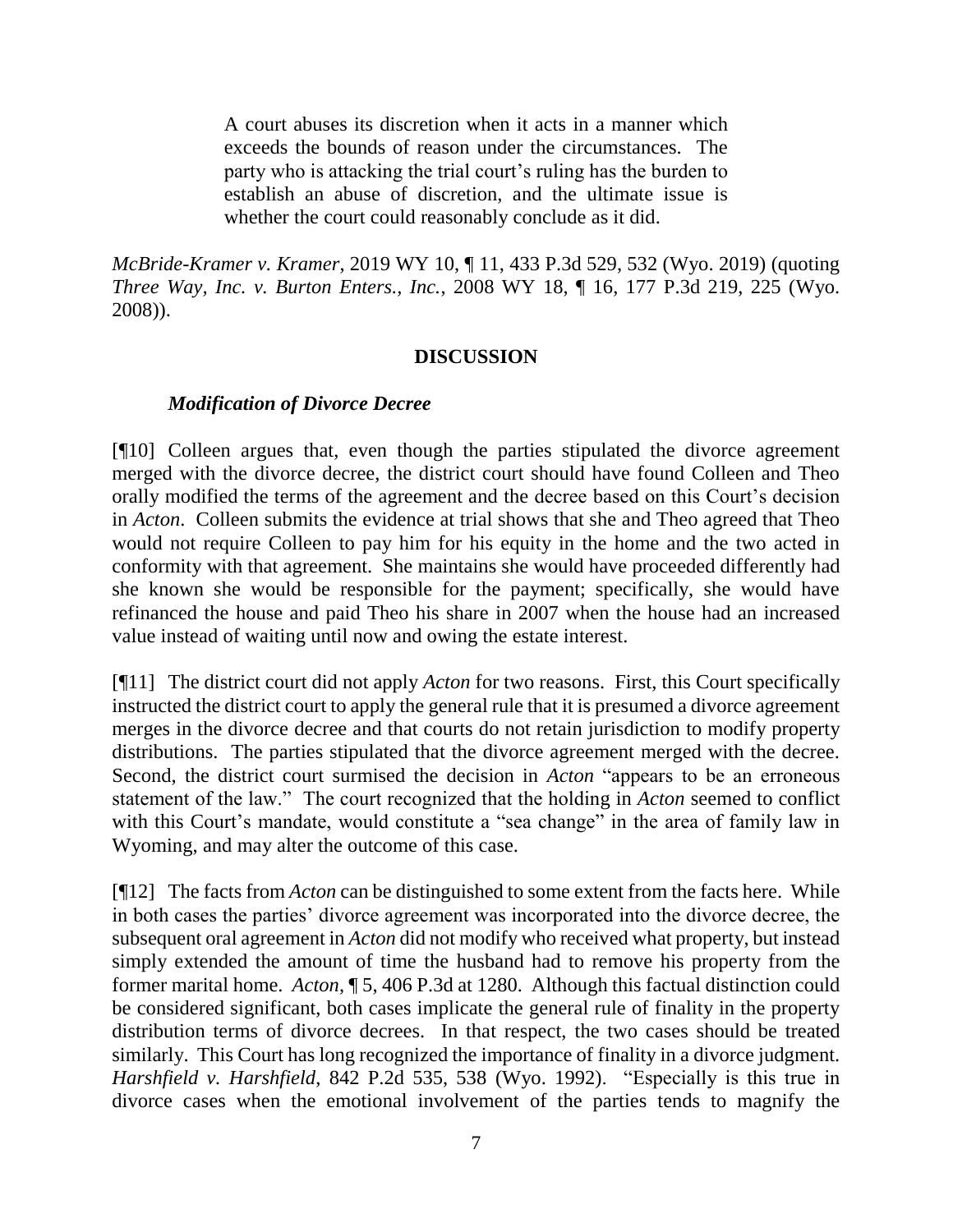> A court abuses its discretion when it acts in a manner which exceeds the bounds of reason under the circumstances. The party who is attacking the trial court's ruling has the burden to establish an abuse of discretion, and the ultimate issue is whether the court could reasonably conclude as it did.

*McBride-Kramer v. Kramer*, 2019 WY 10, ¶ 11, 433 P.3d 529, 532 (Wyo. 2019) (quoting *Three Way, Inc. v. Burton Enters., Inc.*, 2008 WY 18, ¶ 16, 177 P.3d 219, 225 (Wyo. 2008)).

## DISCUSSION

### *Modification of Divorce Decree*

[¶10] Colleen argues that, even though the parties stipulated the divorce agreement merged with the divorce decree, the district court should have found Colleen and Theo orally modified the terms of the agreement and the decree based on this Court's decision in *Acton*. Colleen submits the evidence at trial shows that she and Theo agreed that Theo would not require Colleen to pay him for his equity in the home and the two acted in conformity with that agreement. She maintains she would have proceeded differently had she known she would be responsible for the payment; specifically, she would have refinanced the house and paid Theo his share in 2007 when the house had an increased value instead of waiting until now and owing the estate interest.

[¶11] The district court did not apply *Acton* for two reasons. First, this Court specifically instructed the district court to apply the general rule that it is presumed a divorce agreement merges in the divorce decree and that courts do not retain jurisdiction to modify property distributions. The parties stipulated that the divorce agreement merged with the decree. Second, the district court surmised the decision in *Acton* "appears to be an erroneous statement of the law." The court recognized that the holding in *Acton* seemed to conflict with this Court's mandate, would constitute a "sea change" in the area of family law in Wyoming, and may alter the outcome of this case.

[¶12] The facts from *Acton* can be distinguished to some extent from the facts here. While in both cases the parties' divorce agreement was incorporated into the divorce decree, the subsequent oral agreement in *Acton* did not modify who received what property, but instead simply extended the amount of time the husband had to remove his property from the former marital home. *Acton*, ¶ 5, 406 P.3d at 1280. Although this factual distinction could be considered significant, both cases implicate the general rule of finality in the property distribution terms of divorce decrees. In that respect, the two cases should be treated similarly. This Court has long recognized the importance of finality in a divorce judgment. *Harshfield v. Harshfield*, 842 P.2d 535, 538 (Wyo. 1992). "Especially is this true in divorce cases when the emotional involvement of the parties tends to magnify the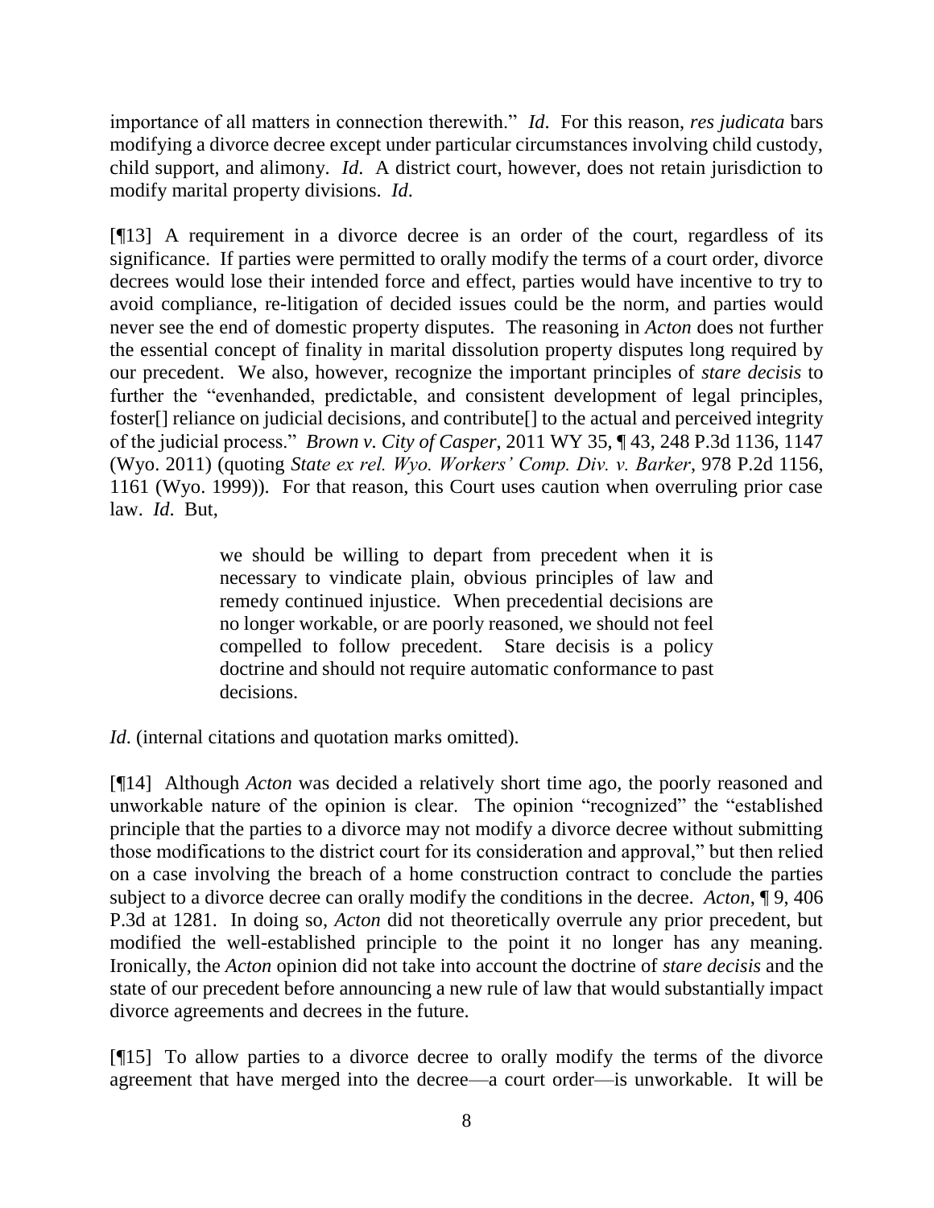importance of all matters in connection therewith." *Id*. For this reason, *res judicata* bars modifying a divorce decree except under particular circumstances involving child custody, child support, and alimony. *Id*. A district court, however, does not retain jurisdiction to modify marital property divisions. *Id*.

[¶13] A requirement in a divorce decree is an order of the court, regardless of its significance. If parties were permitted to orally modify the terms of a court order, divorce decrees would lose their intended force and effect, parties would have incentive to try to avoid compliance, re-litigation of decided issues could be the norm, and parties would never see the end of domestic property disputes. The reasoning in *Acton* does not further the essential concept of finality in marital dissolution property disputes long required by our precedent. We also, however, recognize the important principles of *stare decisis* to further the "evenhanded, predictable, and consistent development of legal principles, foster[] reliance on judicial decisions, and contribute[] to the actual and perceived integrity of the judicial process." *Brown v. City of Casper*, 2011 WY 35, ¶ 43, 248 P.3d 1136, 1147 (Wyo. 2011) (quoting *State ex rel. Wyo. Workers' Comp. Div. v. Barker*, 978 P.2d 1156, 1161 (Wyo. 1999)). For that reason, this Court uses caution when overruling prior case law. *Id*. But,

> we should be willing to depart from precedent when it is necessary to vindicate plain, obvious principles of law and remedy continued injustice. When precedential decisions are no longer workable, or are poorly reasoned, we should not feel compelled to follow precedent. Stare decisis is a policy doctrine and should not require automatic conformance to past decisions.

*Id*. (internal citations and quotation marks omitted).

[¶14] Although *Acton* was decided a relatively short time ago, the poorly reasoned and unworkable nature of the opinion is clear. The opinion "recognized" the "established principle that the parties to a divorce may not modify a divorce decree without submitting those modifications to the district court for its consideration and approval," but then relied on a case involving the breach of a home construction contract to conclude the parties subject to a divorce decree can orally modify the conditions in the decree. *Acton*, ¶ 9, 406 P.3d at 1281. In doing so, *Acton* did not theoretically overrule any prior precedent, but modified the well-established principle to the point it no longer has any meaning. Ironically, the *Acton* opinion did not take into account the doctrine of *stare decisis* and the state of our precedent before announcing a new rule of law that would substantially impact divorce agreements and decrees in the future.

[¶15] To allow parties to a divorce decree to orally modify the terms of the divorce agreement that have merged into the decree—a court order—is unworkable. It will be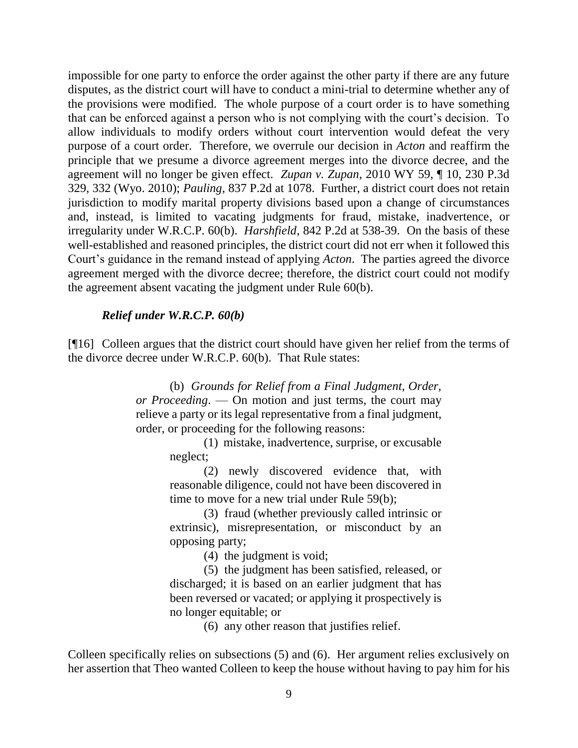impossible for one party to enforce the order against the other party if there are any future disputes, as the district court will have to conduct a mini-trial to determine whether any of the provisions were modified. The whole purpose of a court order is to have something that can be enforced against a person who is not complying with the court's decision. To allow individuals to modify orders without court intervention would defeat the very purpose of a court order. Therefore, we overrule our decision in *Acton* and reaffirm the principle that we presume a divorce agreement merges into the divorce decree, and the agreement will no longer be given effect. *Zupan v. Zupan*, 2010 WY 59, ¶ 10, 230 P.3d 329, 332 (Wyo. 2010); *Pauling*, 837 P.2d at 1078. Further, a district court does not retain jurisdiction to modify marital property divisions based upon a change of circumstances and, instead, is limited to vacating judgments for fraud, mistake, inadvertence, or irregularity under W.R.C.P. 60(b). *Harshfield*, 842 P.2d at 538-39. On the basis of these well-established and reasoned principles, the district court did not err when it followed this Court's guidance in the remand instead of applying *Acton*. The parties agreed the divorce agreement merged with the divorce decree; therefore, the district court could not modify the agreement absent vacating the judgment under Rule 60(b).

***Relief under W.R.C.P. 60(b)***

[¶16] Colleen argues that the district court should have given her relief from the terms of the divorce decree under W.R.C.P. 60(b). That Rule states:

> (b) *Grounds for Relief from a Final Judgment, Order, or Proceeding*. — On motion and just terms, the court may relieve a party or its legal representative from a final judgment, order, or proceeding for the following reasons:
>
> (1) mistake, inadvertence, surprise, or excusable neglect;
>
> (2) newly discovered evidence that, with reasonable diligence, could not have been discovered in time to move for a new trial under Rule 59(b);
>
> (3) fraud (whether previously called intrinsic or extrinsic), misrepresentation, or misconduct by an opposing party;
>
> (4) the judgment is void;
>
> (5) the judgment has been satisfied, released, or discharged; it is based on an earlier judgment that has been reversed or vacated; or applying it prospectively is no longer equitable; or
>
> (6) any other reason that justifies relief.

Colleen specifically relies on subsections (5) and (6). Her argument relies exclusively on her assertion that Theo wanted Colleen to keep the house without having to pay him for his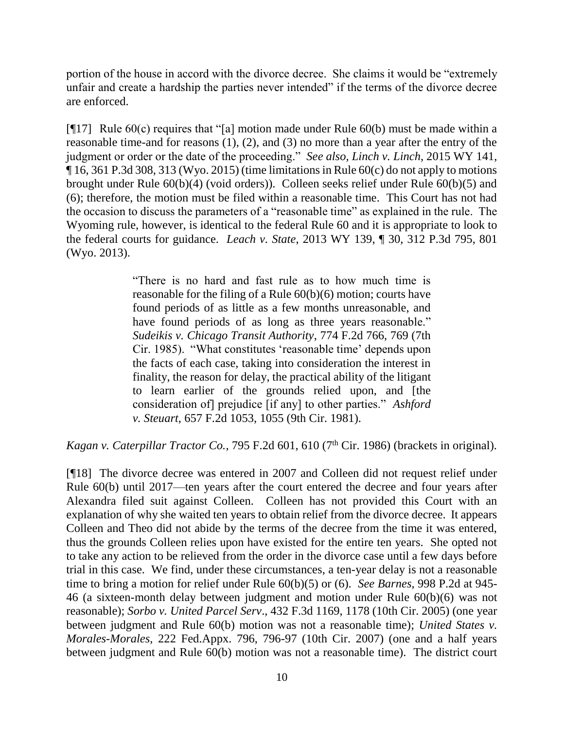portion of the house in accord with the divorce decree. She claims it would be "extremely unfair and create a hardship the parties never intended" if the terms of the divorce decree are enforced.

[¶17] Rule 60(c) requires that "[a] motion made under Rule 60(b) must be made within a reasonable time-and for reasons (1), (2), and (3) no more than a year after the entry of the judgment or order or the date of the proceeding." *See also, Linch v. Linch*, 2015 WY 141, ¶ 16, 361 P.3d 308, 313 (Wyo. 2015) (time limitations in Rule 60(c) do not apply to motions brought under Rule 60(b)(4) (void orders)). Colleen seeks relief under Rule 60(b)(5) and (6); therefore, the motion must be filed within a reasonable time. This Court has not had the occasion to discuss the parameters of a "reasonable time" as explained in the rule. The Wyoming rule, however, is identical to the federal Rule 60 and it is appropriate to look to the federal courts for guidance. *Leach v. State*, 2013 WY 139, ¶ 30, 312 P.3d 795, 801 (Wyo. 2013).

> "There is no hard and fast rule as to how much time is reasonable for the filing of a Rule 60(b)(6) motion; courts have found periods of as little as a few months unreasonable, and have found periods of as long as three years reasonable." *Sudeikis v. Chicago Transit Authority*, 774 F.2d 766, 769 (7th Cir. 1985). "What constitutes 'reasonable time' depends upon the facts of each case, taking into consideration the interest in finality, the reason for delay, the practical ability of the litigant to learn earlier of the grounds relied upon, and [the consideration of] prejudice [if any] to other parties." *Ashford v. Steuart*, 657 F.2d 1053, 1055 (9th Cir. 1981).

*Kagan v. Caterpillar Tractor Co.*, 795 F.2d 601, 610 (7th Cir. 1986) (brackets in original).

[¶18] The divorce decree was entered in 2007 and Colleen did not request relief under Rule 60(b) until 2017—ten years after the court entered the decree and four years after Alexandra filed suit against Colleen. Colleen has not provided this Court with an explanation of why she waited ten years to obtain relief from the divorce decree. It appears Colleen and Theo did not abide by the terms of the decree from the time it was entered, thus the grounds Colleen relies upon have existed for the entire ten years. She opted not to take any action to be relieved from the order in the divorce case until a few days before trial in this case. We find, under these circumstances, a ten-year delay is not a reasonable time to bring a motion for relief under Rule 60(b)(5) or (6). *See Barnes*, 998 P.2d at 945-46 (a sixteen-month delay between judgment and motion under Rule 60(b)(6) was not reasonable); *Sorbo v. United Parcel Serv*., 432 F.3d 1169, 1178 (10th Cir. 2005) (one year between judgment and Rule 60(b) motion was not a reasonable time); *United States v. Morales-Morales*, 222 Fed.Appx. 796, 796-97 (10th Cir. 2007) (one and a half years between judgment and Rule 60(b) motion was not a reasonable time). The district court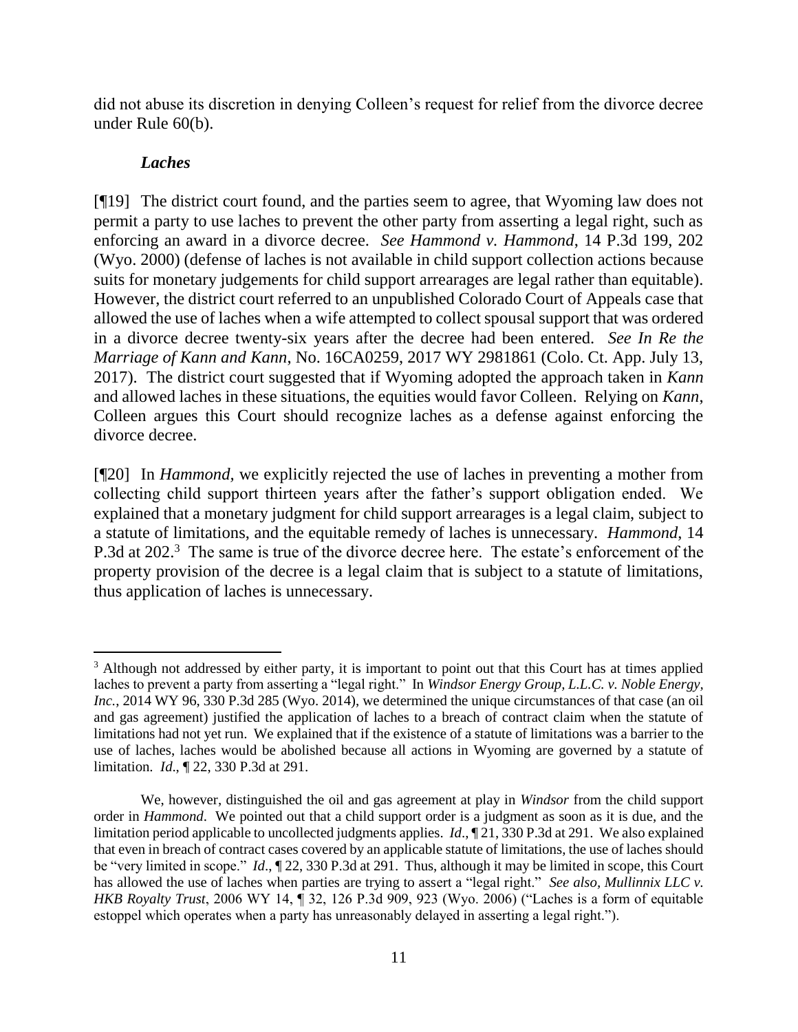did not abuse its discretion in denying Colleen's request for relief from the divorce decree under Rule 60(b).

***Laches***

[¶19] The district court found, and the parties seem to agree, that Wyoming law does not permit a party to use laches to prevent the other party from asserting a legal right, such as enforcing an award in a divorce decree. *See Hammond v. Hammond*, 14 P.3d 199, 202 (Wyo. 2000) (defense of laches is not available in child support collection actions because suits for monetary judgements for child support arrearages are legal rather than equitable). However, the district court referred to an unpublished Colorado Court of Appeals case that allowed the use of laches when a wife attempted to collect spousal support that was ordered in a divorce decree twenty-six years after the decree had been entered. *See In Re the Marriage of Kann and Kann*, No. 16CA0259, 2017 WY 2981861 (Colo. Ct. App. July 13, 2017). The district court suggested that if Wyoming adopted the approach taken in *Kann* and allowed laches in these situations, the equities would favor Colleen. Relying on *Kann*, Colleen argues this Court should recognize laches as a defense against enforcing the divorce decree.

[¶20] In *Hammond*, we explicitly rejected the use of laches in preventing a mother from collecting child support thirteen years after the father's support obligation ended. We explained that a monetary judgment for child support arrearages is a legal claim, subject to a statute of limitations, and the equitable remedy of laches is unnecessary. *Hammond*, 14 P.3d at 202.[3] The same is true of the divorce decree here. The estate's enforcement of the property provision of the decree is a legal claim that is subject to a statute of limitations, thus application of laches is unnecessary.

---

[3] Although not addressed by either party, it is important to point out that this Court has at times applied laches to prevent a party from asserting a "legal right." In *Windsor Energy Group, L.L.C. v. Noble Energy, Inc.*, 2014 WY 96, 330 P.3d 285 (Wyo. 2014), we determined the unique circumstances of that case (an oil and gas agreement) justified the application of laches to a breach of contract claim when the statute of limitations had not yet run. We explained that if the existence of a statute of limitations was a barrier to the use of laches, laches would be abolished because all actions in Wyoming are governed by a statute of limitation. *Id.*, ¶ 22, 330 P.3d at 291.

We, however, distinguished the oil and gas agreement at play in *Windsor* from the child support order in *Hammond*. We pointed out that a child support order is a judgment as soon as it is due, and the limitation period applicable to uncollected judgments applies. *Id*., ¶ 21, 330 P.3d at 291. We also explained that even in breach of contract cases covered by an applicable statute of limitations, the use of laches should be "very limited in scope." *Id*., ¶ 22, 330 P.3d at 291. Thus, although it may be limited in scope, this Court has allowed the use of laches when parties are trying to assert a "legal right." *See also*, *Mullinnix LLC v. HKB Royalty Trust*, 2006 WY 14, ¶ 32, 126 P.3d 909, 923 (Wyo. 2006) ("Laches is a form of equitable estoppel which operates when a party has unreasonably delayed in asserting a legal right.").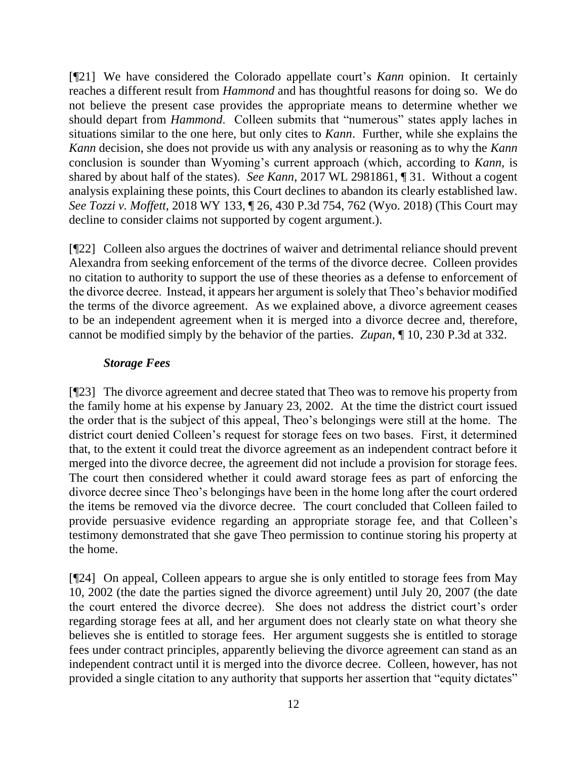[¶21] We have considered the Colorado appellate court's *Kann* opinion. It certainly reaches a different result from *Hammond* and has thoughtful reasons for doing so. We do not believe the present case provides the appropriate means to determine whether we should depart from *Hammond*. Colleen submits that "numerous" states apply laches in situations similar to the one here, but only cites to *Kann*. Further, while she explains the *Kann* decision, she does not provide us with any analysis or reasoning as to why the *Kann* conclusion is sounder than Wyoming's current approach (which, according to *Kann*, is shared by about half of the states). *See Kann*, 2017 WL 2981861, ¶ 31. Without a cogent analysis explaining these points, this Court declines to abandon its clearly established law. *See Tozzi v. Moffett*, 2018 WY 133, ¶ 26, 430 P.3d 754, 762 (Wyo. 2018) (This Court may decline to consider claims not supported by cogent argument.).

[¶22] Colleen also argues the doctrines of waiver and detrimental reliance should prevent Alexandra from seeking enforcement of the terms of the divorce decree. Colleen provides no citation to authority to support the use of these theories as a defense to enforcement of the divorce decree. Instead, it appears her argument is solely that Theo's behavior modified the terms of the divorce agreement. As we explained above, a divorce agreement ceases to be an independent agreement when it is merged into a divorce decree and, therefore, cannot be modified simply by the behavior of the parties. *Zupan*, ¶ 10, 230 P.3d at 332.

### *Storage Fees*

[¶23] The divorce agreement and decree stated that Theo was to remove his property from the family home at his expense by January 23, 2002. At the time the district court issued the order that is the subject of this appeal, Theo's belongings were still at the home. The district court denied Colleen's request for storage fees on two bases. First, it determined that, to the extent it could treat the divorce agreement as an independent contract before it merged into the divorce decree, the agreement did not include a provision for storage fees. The court then considered whether it could award storage fees as part of enforcing the divorce decree since Theo's belongings have been in the home long after the court ordered the items be removed via the divorce decree. The court concluded that Colleen failed to provide persuasive evidence regarding an appropriate storage fee, and that Colleen's testimony demonstrated that she gave Theo permission to continue storing his property at the home.

[¶24] On appeal, Colleen appears to argue she is only entitled to storage fees from May 10, 2002 (the date the parties signed the divorce agreement) until July 20, 2007 (the date the court entered the divorce decree). She does not address the district court's order regarding storage fees at all, and her argument does not clearly state on what theory she believes she is entitled to storage fees. Her argument suggests she is entitled to storage fees under contract principles, apparently believing the divorce agreement can stand as an independent contract until it is merged into the divorce decree. Colleen, however, has not provided a single citation to any authority that supports her assertion that "equity dictates"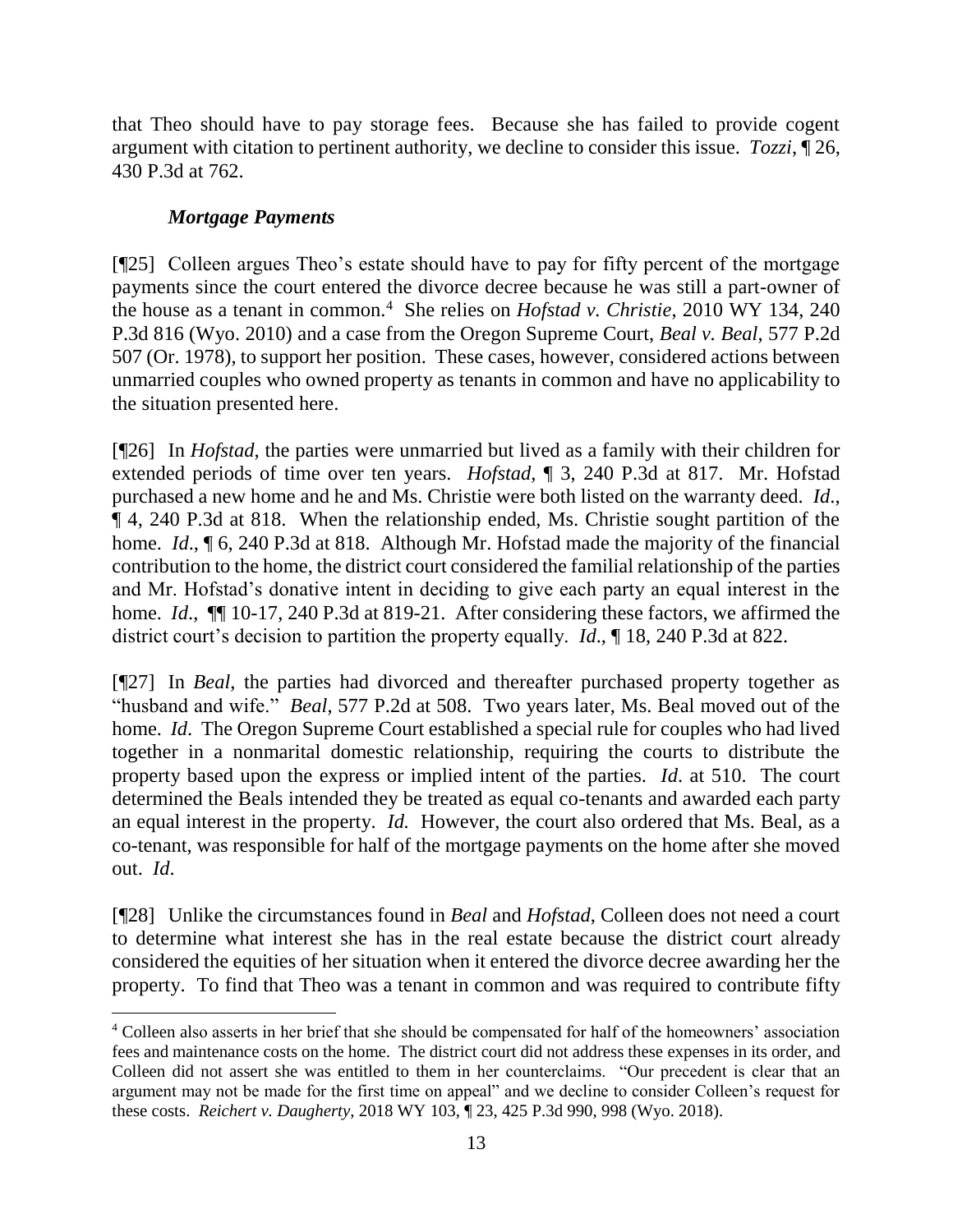that Theo should have to pay storage fees. Because she has failed to provide cogent argument with citation to pertinent authority, we decline to consider this issue. *Tozzi*, ¶ 26, 430 P.3d at 762.

### *Mortgage Payments*

[¶25] Colleen argues Theo's estate should have to pay for fifty percent of the mortgage payments since the court entered the divorce decree because he was still a part-owner of the house as a tenant in common.[4] She relies on *Hofstad v. Christie*, 2010 WY 134, 240 P.3d 816 (Wyo. 2010) and a case from the Oregon Supreme Court, *Beal v. Beal*, 577 P.2d 507 (Or. 1978), to support her position. These cases, however, considered actions between unmarried couples who owned property as tenants in common and have no applicability to the situation presented here.

[¶26] In *Hofstad*, the parties were unmarried but lived as a family with their children for extended periods of time over ten years. *Hofstad*, ¶ 3, 240 P.3d at 817. Mr. Hofstad purchased a new home and he and Ms. Christie were both listed on the warranty deed. *Id*., ¶ 4, 240 P.3d at 818. When the relationship ended, Ms. Christie sought partition of the home. *Id*., ¶ 6, 240 P.3d at 818. Although Mr. Hofstad made the majority of the financial contribution to the home, the district court considered the familial relationship of the parties and Mr. Hofstad's donative intent in deciding to give each party an equal interest in the home. *Id*., ¶¶ 10-17, 240 P.3d at 819-21. After considering these factors, we affirmed the district court's decision to partition the property equally. *Id*., ¶ 18, 240 P.3d at 822.

[¶27] In *Beal*, the parties had divorced and thereafter purchased property together as "husband and wife." *Beal*, 577 P.2d at 508. Two years later, Ms. Beal moved out of the home. *Id*. The Oregon Supreme Court established a special rule for couples who had lived together in a nonmarital domestic relationship, requiring the courts to distribute the property based upon the express or implied intent of the parties. *Id*. at 510. The court determined the Beals intended they be treated as equal co-tenants and awarded each party an equal interest in the property. *Id.* However, the court also ordered that Ms. Beal, as a co-tenant, was responsible for half of the mortgage payments on the home after she moved out. *Id*.

[¶28] Unlike the circumstances found in *Beal* and *Hofstad*, Colleen does not need a court to determine what interest she has in the real estate because the district court already considered the equities of her situation when it entered the divorce decree awarding her the property. To find that Theo was a tenant in common and was required to contribute fifty

---

[4] Colleen also asserts in her brief that she should be compensated for half of the homeowners' association fees and maintenance costs on the home. The district court did not address these expenses in its order, and Colleen did not assert she was entitled to them in her counterclaims. "Our precedent is clear that an argument may not be made for the first time on appeal" and we decline to consider Colleen's request for these costs. *Reichert v. Daugherty*, 2018 WY 103, ¶ 23, 425 P.3d 990, 998 (Wyo. 2018).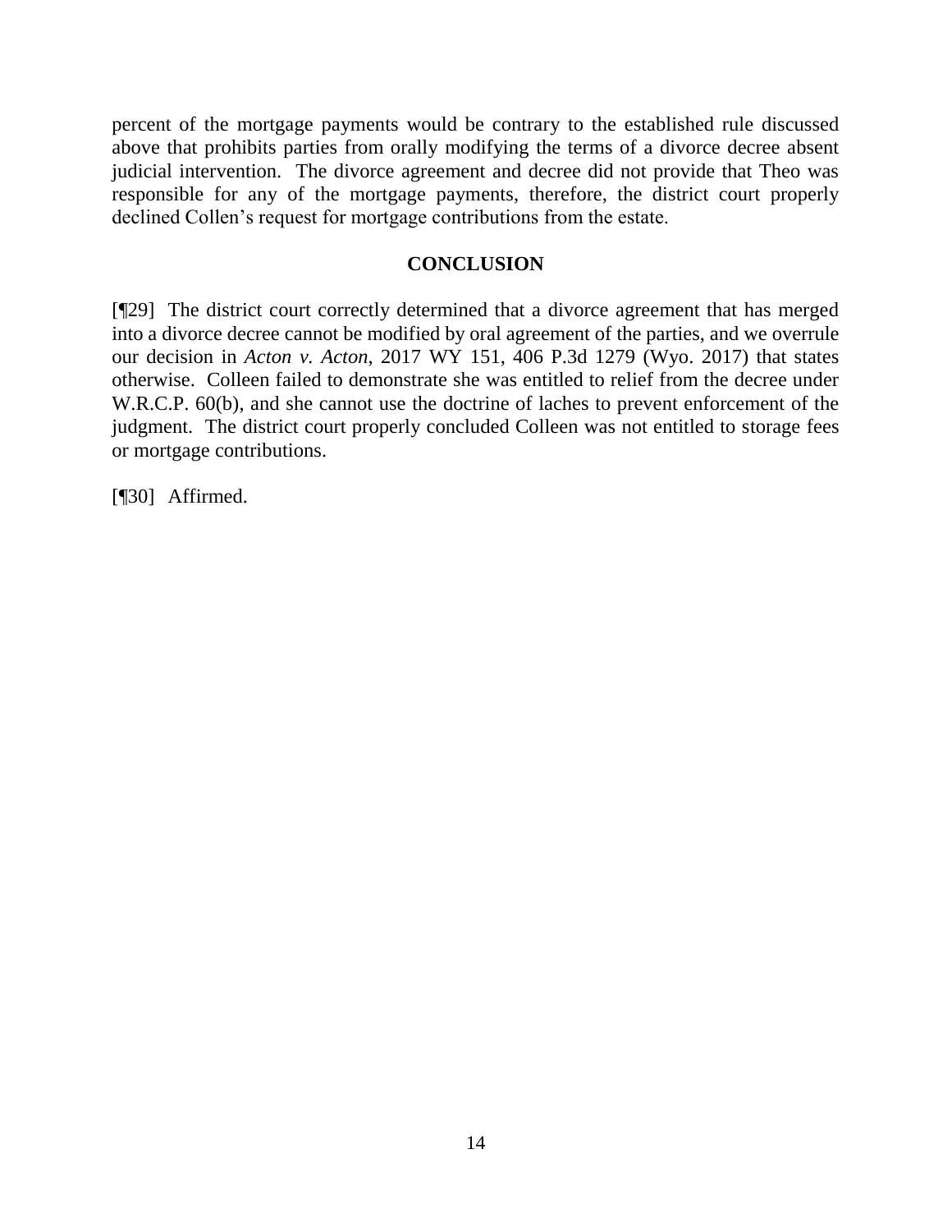percent of the mortgage payments would be contrary to the established rule discussed above that prohibits parties from orally modifying the terms of a divorce decree absent judicial intervention. The divorce agreement and decree did not provide that Theo was responsible for any of the mortgage payments, therefore, the district court properly declined Collen's request for mortgage contributions from the estate.

## CONCLUSION

[¶29] The district court correctly determined that a divorce agreement that has merged into a divorce decree cannot be modified by oral agreement of the parties, and we overrule our decision in *Acton v. Acton*, 2017 WY 151, 406 P.3d 1279 (Wyo. 2017) that states otherwise. Colleen failed to demonstrate she was entitled to relief from the decree under W.R.C.P. 60(b), and she cannot use the doctrine of laches to prevent enforcement of the judgment. The district court properly concluded Colleen was not entitled to storage fees or mortgage contributions.

[¶30] Affirmed.